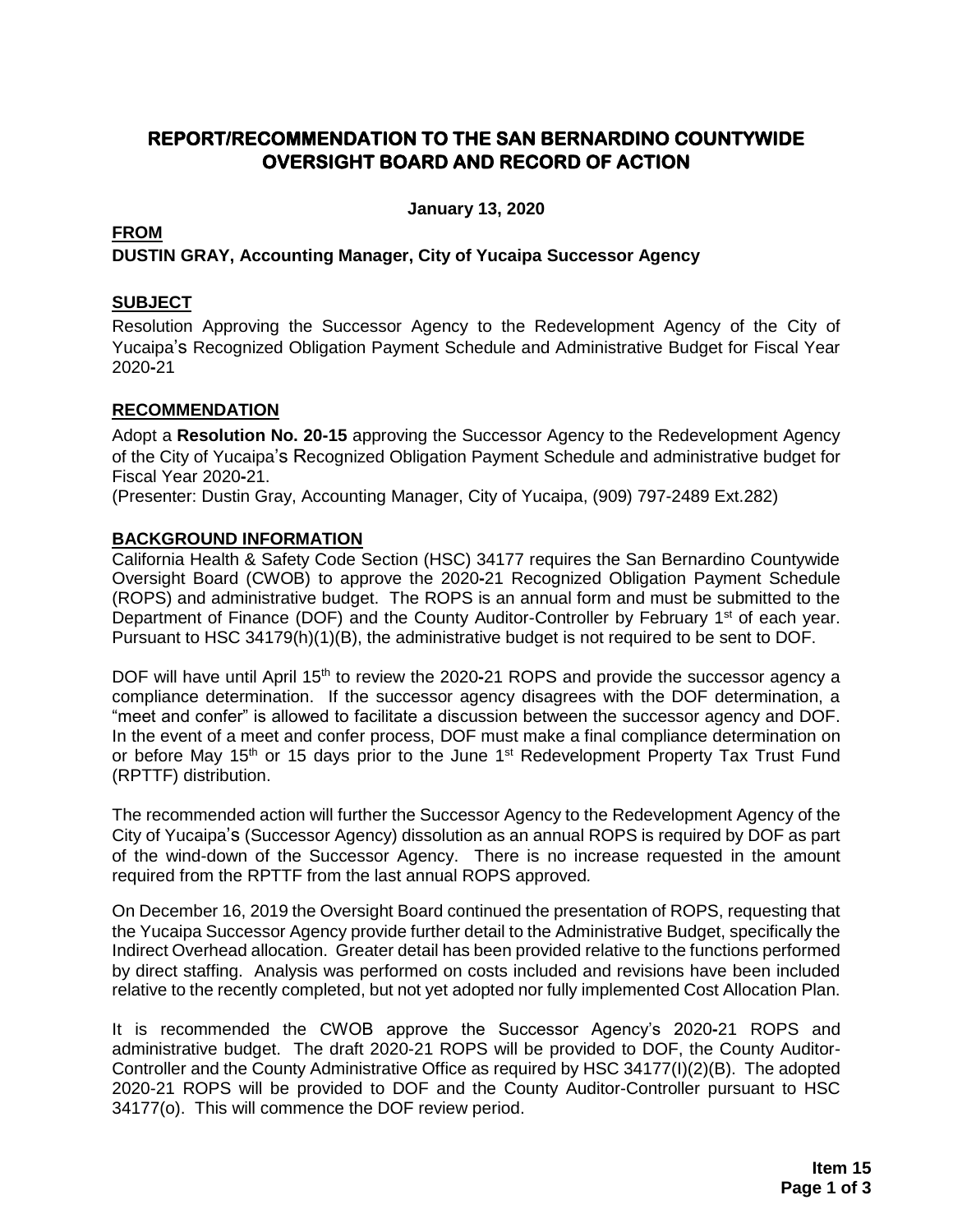# REPORT/RECOMMENDATION TO THE SAN BERNARDINO COUNTYWIDE OVERSIGHT BOARD AND RECORD OF ACTION

**January 13, 2020**

**FROM**

**DUSTIN GRAY, Accounting Manager, City of Yucaipa Successor Agency**

## SUBJECT

Resolution Approving the Successor Agency to the Redevelopment Agency of the City of Yucaipa's Recognized Obligation Payment Schedule and Administrative Budget for Fiscal Year 2020-21

## RECOMMENDATION

Adopt a **Resolution No. 20-15** approving the Successor Agency to the Redevelopment Agency of the City of Yucaipa's Recognized Obligation Payment Schedule and administrative budget for Fiscal Year 2020-21.

(Presenter: Dustin Gray, Accounting Manager, City of Yucaipa, (909) 797-2489 Ext.282)

## BACKGROUND INFORMATION

California Health & Safety Code Section (HSC) 34177 requires the San Bernardino Countywide Oversight Board (CWOB) to approve the 2020-21 Recognized Obligation Payment Schedule (ROPS) and administrative budget. The ROPS is an annual form and must be submitted to the Department of Finance (DOF) and the County Auditor-Controller by February 1st of each year. Pursuant to HSC 34179(h)(1)(B), the administrative budget is not required to be sent to DOF.

DOF will have until April 15th to review the 2020-21 ROPS and provide the successor agency a compliance determination. If the successor agency disagrees with the DOF determination, a "meet and confer" is allowed to facilitate a discussion between the successor agency and DOF. In the event of a meet and confer process, DOF must make a final compliance determination on or before May 15th or 15 days prior to the June 1st Redevelopment Property Tax Trust Fund (RPTTF) distribution.

The recommended action will further the Successor Agency to the Redevelopment Agency of the City of Yucaipa's (Successor Agency) dissolution as an annual ROPS is required by DOF as part of the wind-down of the Successor Agency. There is no increase requested in the amount required from the RPTTF from the last annual ROPS approved.

On December 16, 2019 the Oversight Board continued the presentation of ROPS, requesting that the Yucaipa Successor Agency provide further detail to the Administrative Budget, specifically the Indirect Overhead allocation. Greater detail has been provided relative to the functions performed by direct staffing. Analysis was performed on costs included and revisions have been included relative to the recently completed, but not yet adopted nor fully implemented Cost Allocation Plan.

It is recommended the CWOB approve the Successor Agency's 2020-21 ROPS and administrative budget. The draft 2020-21 ROPS will be provided to DOF, the County Auditor-Controller and the County Administrative Office as required by HSC 34177(I)(2)(B). The adopted 2020-21 ROPS will be provided to DOF and the County Auditor-Controller pursuant to HSC 34177(o). This will commence the DOF review period.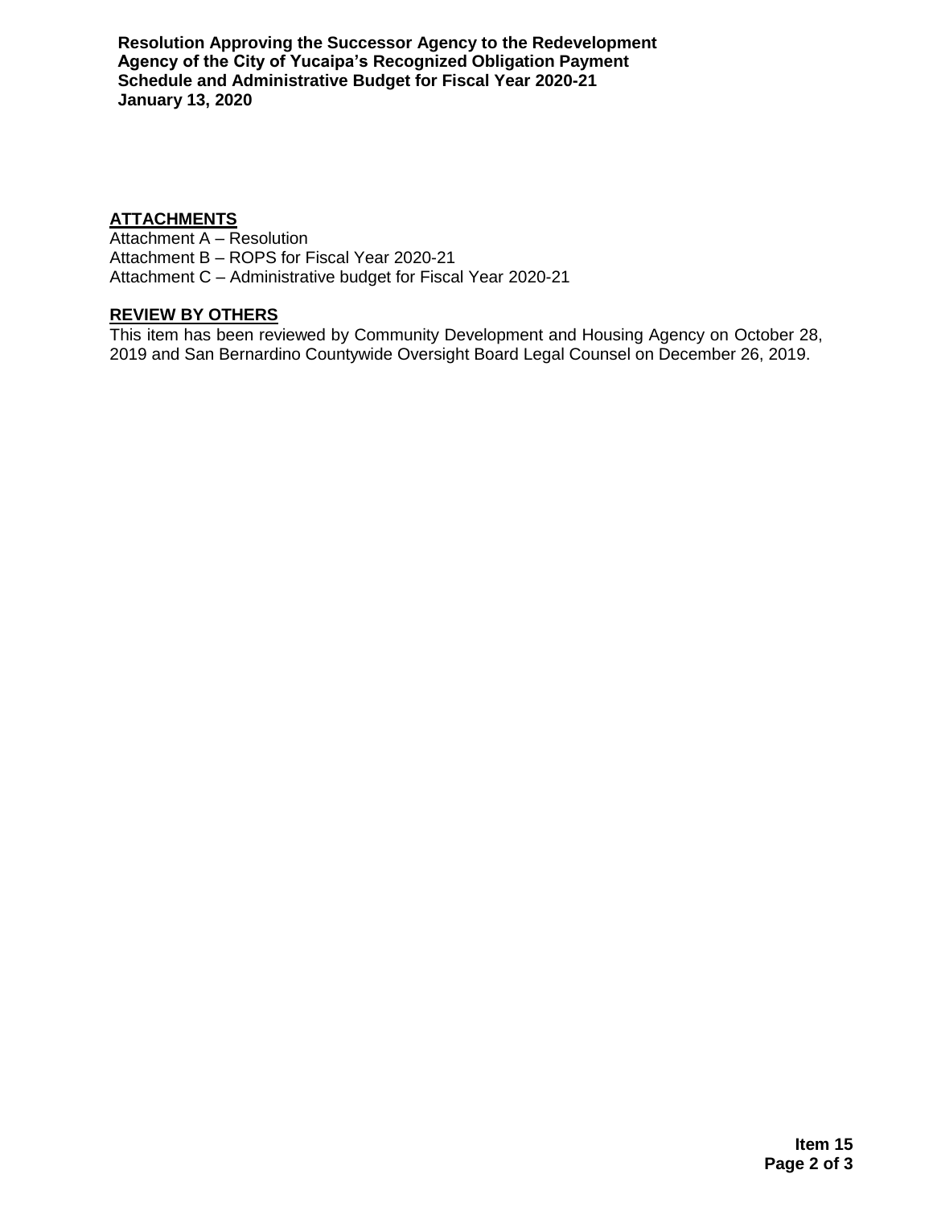## ATTACHMENTS

Attachment A – Resolution
Attachment B – ROPS for Fiscal Year 2020-21
Attachment C – Administrative budget for Fiscal Year 2020-21

## REVIEW BY OTHERS

This item has been reviewed by Community Development and Housing Agency on October 28, 2019 and San Bernardino Countywide Oversight Board Legal Counsel on December 26, 2019.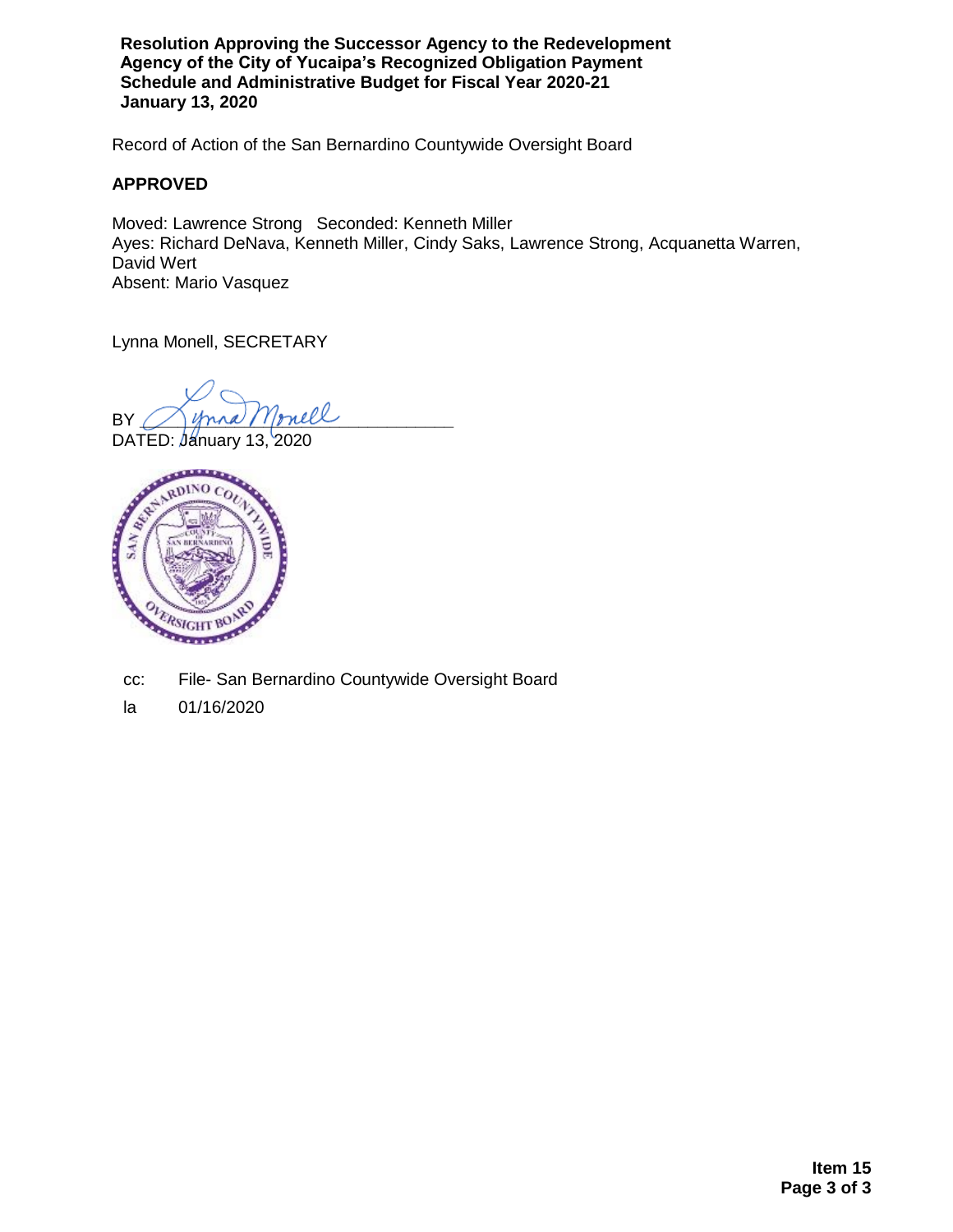**Resolution Approving the Successor Agency to the Redevelopment Agency of the City of Yucaipa's Recognized Obligation Payment Schedule and Administrative Budget for Fiscal Year 2020-21**
**January 13, 2020**

Record of Action of the San Bernardino Countywide Oversight Board

**APPROVED**

Moved: Lawrence Strong   Seconded: Kenneth Miller
Ayes: Richard DeNava, Kenneth Miller, Cindy Saks, Lawrence Strong, Acquanetta Warren, David Wert
Absent: Mario Vasquez

Lynna Monell, SECRETARY

BY ______________________________
DATED: January 13, 2020

cc: File- San Bernardino Countywide Oversight Board

la 01/16/2020

Item 15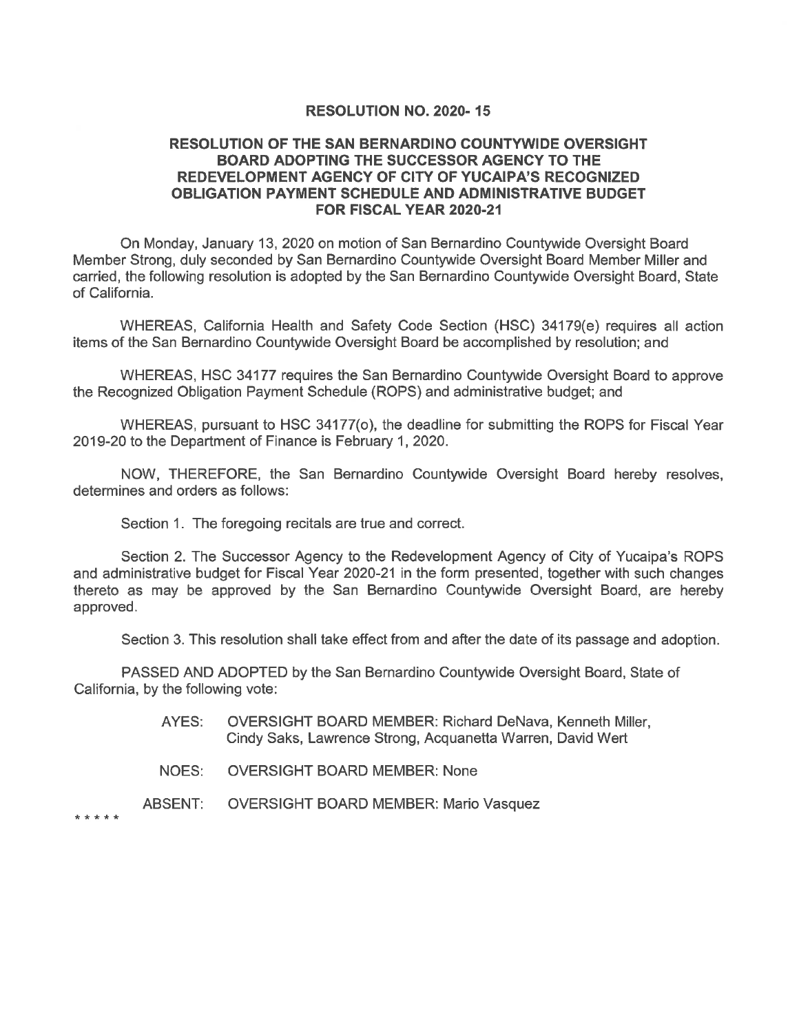**RESOLUTION NO. 2020- 15**

**RESOLUTION OF THE SAN BERNARDINO COUNTYWIDE OVERSIGHT BOARD ADOPTING THE SUCCESSOR AGENCY TO THE REDEVELOPMENT AGENCY OF CITY OF YUCAIPA'S RECOGNIZED OBLIGATION PAYMENT SCHEDULE AND ADMINISTRATIVE BUDGET FOR FISCAL YEAR 2020-21**

On Monday, January 13, 2020 on motion of San Bernardino Countywide Oversight Board Member Strong, duly seconded by San Bernardino Countywide Oversight Board Member Miller and carried, the following resolution is adopted by the San Bernardino Countywide Oversight Board, State of California.

WHEREAS, California Health and Safety Code Section (HSC) 34179(e) requires all action items of the San Bernardino Countywide Oversight Board be accomplished by resolution; and

WHEREAS, HSC 34177 requires the San Bernardino Countywide Oversight Board to approve the Recognized Obligation Payment Schedule (ROPS) and administrative budget; and

WHEREAS, pursuant to HSC 34177(o), the deadline for submitting the ROPS for Fiscal Year 2019-20 to the Department of Finance is February 1, 2020.

NOW, THEREFORE, the San Bernardino Countywide Oversight Board hereby resolves, determines and orders as follows:

Section 1. The foregoing recitals are true and correct.

Section 2. The Successor Agency to the Redevelopment Agency of City of Yucaipa's ROPS and administrative budget for Fiscal Year 2020-21 in the form presented, together with such changes thereto as may be approved by the San Bernardino Countywide Oversight Board, are hereby approved.

Section 3. This resolution shall take effect from and after the date of its passage and adoption.

PASSED AND ADOPTED by the San Bernardino Countywide Oversight Board, State of California, by the following vote:

AYES: OVERSIGHT BOARD MEMBER: Richard DeNava, Kenneth Miller, Cindy Saks, Lawrence Strong, Acquanetta Warren, David Wert

NOES: OVERSIGHT BOARD MEMBER: None

ABSENT: OVERSIGHT BOARD MEMBER: Mario Vasquez

* * * * *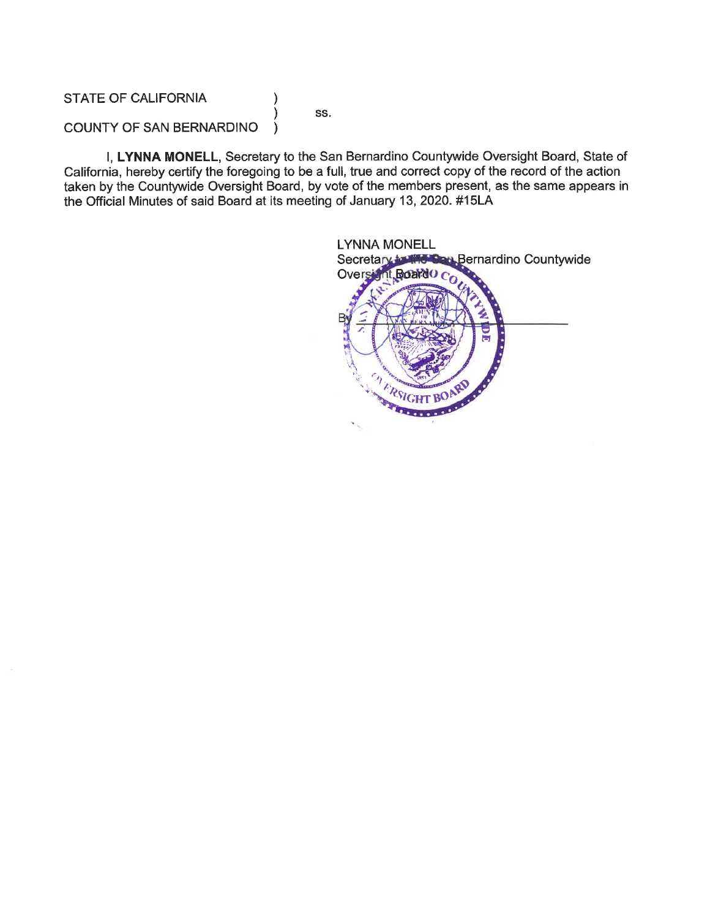STATE OF CALIFORNIA )
) ss.
COUNTY OF SAN BERNARDINO )

I, **LYNNA MONELL**, Secretary to the San Bernardino Countywide Oversight Board, State of California, hereby certify the foregoing to be a full, true and correct copy of the record of the action taken by the Countywide Oversight Board, by vote of the members present, as the same appears in the Official Minutes of said Board at its meeting of January 13, 2020. #15LA

LYNNA MONELL
Secretary to the San Bernardino Countywide Oversight Board

By ______________________________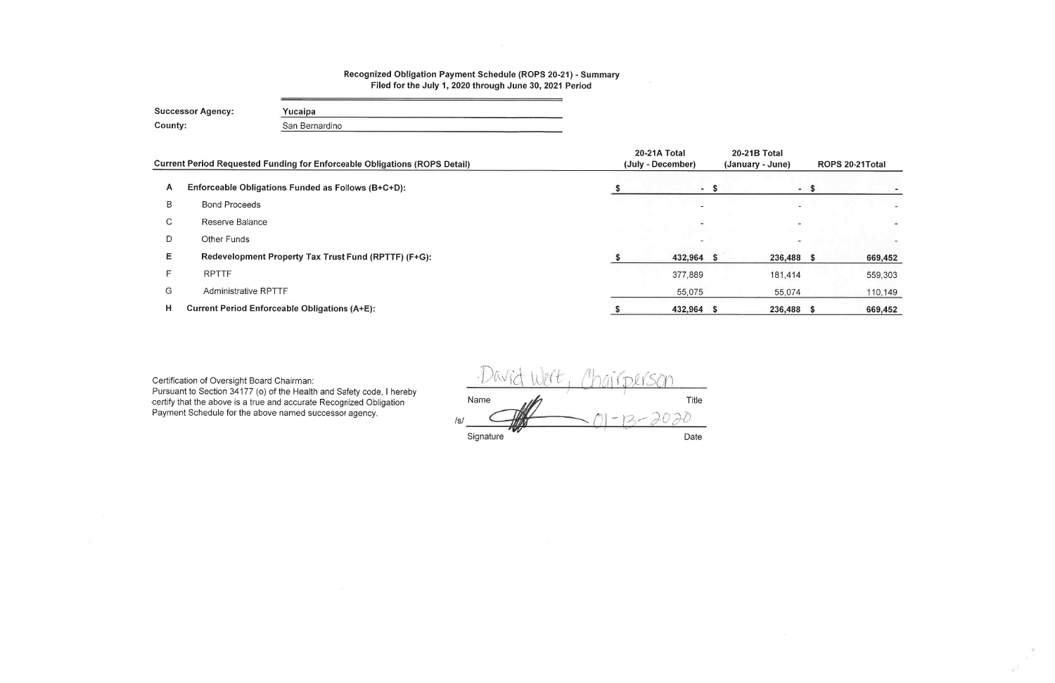**Recognized Obligation Payment Schedule (ROPS 20-21) - Summary**
**Filed for the July 1, 2020 through June 30, 2021 Period**

**Successor Agency:** Yucaipa
**County:** San Bernardino

| | Current Period Requested Funding for Enforceable Obligations (ROPS Detail) | 20-21A Total (July - December) | 20-21B Total (January - June) | ROPS 20-21Total |
|---|---|---|---|---|
| A | **Enforceable Obligations Funded as Follows (B+C+D):** | $ - | $ - | $ - |
| B | Bond Proceeds | - | - | - |
| C | Reserve Balance | - | - | - |
| D | Other Funds | - | - | - |
| E | **Redevelopment Property Tax Trust Fund (RPTTF) (F+G):** | $ 432,964 | $ 236,488 | $ 669,452 |
| F | RPTTF | 377,889 | 181,414 | 559,303 |
| G | Administrative RPTTF | 55,075 | 55,074 | 110,149 |
| H | **Current Period Enforceable Obligations (A+E):** | $ 432,964 | $ 236,488 | $ 669,452 |

Certification of Oversight Board Chairman:
Pursuant to Section 34177 (o) of the Health and Safety code, I hereby certify that the above is a true and accurate Recognized Obligation Payment Schedule for the above named successor agency.

David Wert, Chairperson
Name Title

/s/ [signature] 01-13-2020
Signature Date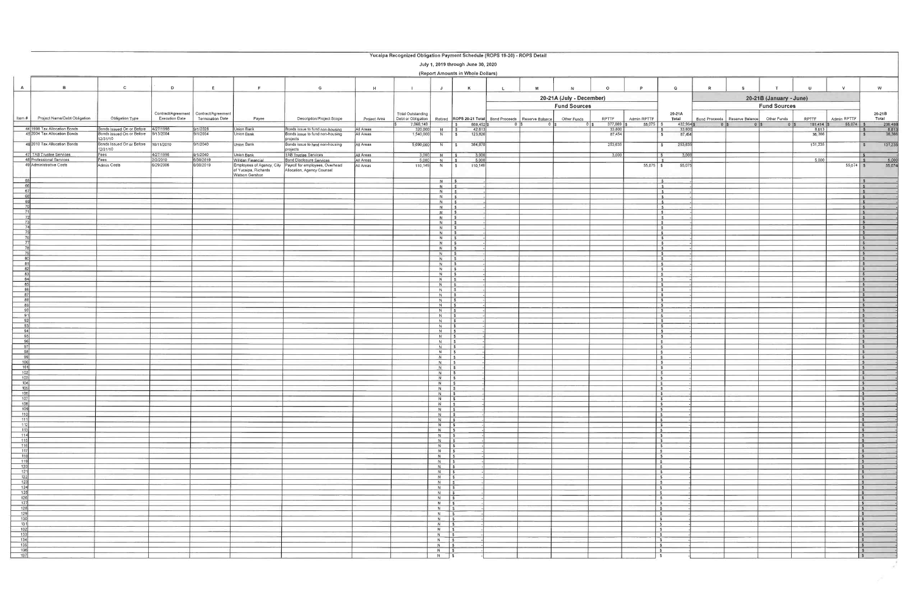# Yucaipa Recognized Obligation Payment Schedule (ROPS 19-20) - ROPS Detail

July 1, 2019 through June 30, 2020

(Report Amounts in Whole Dollars)

| A | B | C | D | E | F | G | H | I | J | K | L | M | N | O | P | Q | R | S | T | U | V | W |
|---|---|---|---|---|---|---|---|---|---|---|---|---|---|---|---|---|---|---|---|---|---|---|
| | | | | | | | | | | | 20-21A (July - December) | | | | | | 20-21B (January - June) | | | | | |
| | | | | | | | | | | | Fund Sources | | | | | | Fund Sources | | | | | |
| Item # | Project Name/Debt Obligation | Obligation Type | Contract/Agreement Execution Date | Contract/Agreement Termination Date | Payee | Description/Project Scope | Project Area | Total Outstanding Debt or Obligation | Retired | ROPS 20-21 Total | Bond Proceeds | Reserve Balance | Other Funds | RPTTF | Admin RPTTF | 20-21A Total | Bond Proceeds | Reserve Balance | Other Funds | RPTTF | Admin RPTTF | 20-21B Total |
| | | | | | | | | $ 7,068,149 | | $ 669,452 | $ 0 | $ 0 | $ 0 | $ 377,889 | $ 55,075 | $ 432,964 | $ 0 | $ 0 | $ 0 | $ 181,414 | $ 55,074 | $ 236,488 |
| 44 | 1998 Tax Allocation Bonds | Bonds Issued On or Before | 4/27/1998 | 9/1/2028 | Union Bank | Bonds issue to fund non-housing | All Areas | 320,000 | N | $ 42,613 | | | | 33,800 | | $ 33,800 | | | | 8,813 | | $ 8,813 |
| 45 | 2004 Tax Allocation Bonds | Bonds Issued On or Before 12/31/10 | 9/13/2004 | 9/1/2034 | Union Bank | Bonds issue to fund non-housing projects | All Areas | 1,540,000 | N | $ 123,820 | | | | 87,454 | | $ 87,454 | | | | 36,366 | | $ 36,366 |
| 46 | 2010 Tax Allocation Bonds | Bonds Issued On or Before 12/31/10 | 10/11/2010 | 9/1/2040 | Union Bank | Bonds issue to fund non-housing projects | All Areas | 5,090,000 | N | $ 384,870 | | | | 253,635 | | $ 253,635 | | | | 131,235 | | $ 131,235 |
| 47 | TAB Trustee Services | Fees | 4/27/1998 | 9/1/2040 | Union Bank | TAB Trustee Services | All Areas | 3,000 | N | $ 3,000 | | | | 3,000 | | $ 3,000 | | | | | | $ - |
| 48 | Professional Services | Fees | 2/2/2010 | 6/30/2019 | Willdan Financial | Bond Disclosure Services | All Areas | 5,000 | N | $ 5,000 | | | | | | $ - | | | | 5,000 | | $ 5,000 |
| 49 | Administrative Costs | Admin Costs | 6/29/2006 | 6/30/2019 | Employees of Agency, City of Yucaipa, Richards Watson Gershon | Payroll for employees, Overhead Allocation, Agency Counsel | All Areas | 110,149 | N | $ 110,149 | | | | | 55,075 | $ 55,075 | | | | | 55,074 | $ 55,074 |
| 65 | | | | | | | | | N | $ - | | | | | | $ - | | | | | | $ - |
| 66 | | | | | | | | | N | $ - | | | | | | $ - | | | | | | $ - |
| 67 | | | | | | | | | N | $ - | | | | | | $ - | | | | | | $ - |
| 68 | | | | | | | | | N | $ - | | | | | | $ - | | | | | | $ - |
| 69 | | | | | | | | | N | $ - | | | | | | $ - | | | | | | $ - |
| 70 | | | | | | | | | N | $ - | | | | | | $ - | | | | | | $ - |
| 71 | | | | | | | | | N | $ - | | | | | | $ - | | | | | | $ - |
| 72 | | | | | | | | | N | $ - | | | | | | $ - | | | | | | $ - |
| 73 | | | | | | | | | N | $ - | | | | | | $ - | | | | | | $ - |
| 74 | | | | | | | | | N | $ - | | | | | | $ - | | | | | | $ - |
| 75 | | | | | | | | | N | $ - | | | | | | $ - | | | | | | $ - |
| 76 | | | | | | | | | N | $ - | | | | | | $ - | | | | | | $ - |
| 77 | | | | | | | | | N | $ - | | | | | | $ - | | | | | | $ - |
| 78 | | | | | | | | | N | $ - | | | | | | $ - | | | | | | $ - |
| 79 | | | | | | | | | N | $ - | | | | | | $ - | | | | | | $ - |
| 80 | | | | | | | | | N | $ - | | | | | | $ - | | | | | | $ - |
| 81 | | | | | | | | | N | $ - | | | | | | $ - | | | | | | $ - |
| 82 | | | | | | | | | N | $ - | | | | | | $ - | | | | | | $ - |
| 83 | | | | | | | | | N | $ - | | | | | | $ - | | | | | | $ - |
| 84 | | | | | | | | | N | $ - | | | | | | $ - | | | | | | $ - |
| 85 | | | | | | | | | N | $ - | | | | | | $ - | | | | | | $ - |
| 86 | | | | | | | | | N | $ - | | | | | | $ - | | | | | | $ - |
| 87 | | | | | | | | | N | $ - | | | | | | $ - | | | | | | $ - |
| 88 | | | | | | | | | N | $ - | | | | | | $ - | | | | | | $ - |
| 89 | | | | | | | | | N | $ - | | | | | | $ - | | | | | | $ - |
| 90 | | | | | | | | | N | $ - | | | | | | $ - | | | | | | $ - |
| 91 | | | | | | | | | N | $ - | | | | | | $ - | | | | | | $ - |
| 92 | | | | | | | | | N | $ - | | | | | | $ - | | | | | | $ - |
| 93 | | | | | | | | | N | $ - | | | | | | $ - | | | | | | $ - |
| 94 | | | | | | | | | N | $ - | | | | | | $ - | | | | | | $ - |
| 95 | | | | | | | | | N | $ - | | | | | | $ - | | | | | | $ - |
| 96 | | | | | | | | | N | $ - | | | | | | $ - | | | | | | $ - |
| 97 | | | | | | | | | N | $ - | | | | | | $ - | | | | | | $ - |
| 98 | | | | | | | | | N | $ - | | | | | | $ - | | | | | | $ - |
| 99 | | | | | | | | | N | $ - | | | | | | $ - | | | | | | $ - |
| 100 | | | | | | | | | N | $ - | | | | | | $ - | | | | | | $ - |
| 101 | | | | | | | | | N | $ - | | | | | | $ - | | | | | | $ - |
| 102 | | | | | | | | | N | $ - | | | | | | $ - | | | | | | $ - |
| 103 | | | | | | | | | N | $ - | | | | | | $ - | | | | | | $ - |
| 104 | | | | | | | | | N | $ - | | | | | | $ - | | | | | | $ - |
| 105 | | | | | | | | | N | $ - | | | | | | $ - | | | | | | $ - |
| 106 | | | | | | | | | N | $ - | | | | | | $ - | | | | | | $ - |
| 107 | | | | | | | | | N | $ - | | | | | | $ - | | | | | | $ - |
| 108 | | | | | | | | | N | $ - | | | | | | $ - | | | | | | $ - |
| 109 | | | | | | | | | N | $ - | | | | | | $ - | | | | | | $ - |
| 110 | | | | | | | | | N | $ - | | | | | | $ - | | | | | | $ - |
| 111 | | | | | | | | | N | $ - | | | | | | $ - | | | | | | $ - |
| 112 | | | | | | | | | N | $ - | | | | | | $ - | | | | | | $ - |
| 113 | | | | | | | | | N | $ - | | | | | | $ - | | | | | | $ - |
| 114 | | | | | | | | | N | $ - | | | | | | $ - | | | | | | $ - |
| 115 | | | | | | | | | N | $ - | | | | | | $ - | | | | | | $ - |
| 116 | | | | | | | | | N | $ - | | | | | | $ - | | | | | | $ - |
| 117 | | | | | | | | | N | $ - | | | | | | $ - | | | | | | $ - |
| 118 | | | | | | | | | N | $ - | | | | | | $ - | | | | | | $ - |
| 119 | | | | | | | | | N | $ - | | | | | | $ - | | | | | | $ - |
| 120 | | | | | | | | | N | $ - | | | | | | $ - | | | | | | $ - |
| 121 | | | | | | | | | N | $ - | | | | | | $ - | | | | | | $ - |
| 122 | | | | | | | | | N | $ - | | | | | | $ - | | | | | | $ - |
| 123 | | | | | | | | | N | $ - | | | | | | $ - | | | | | | $ - |
| 124 | | | | | | | | | N | $ - | | | | | | $ - | | | | | | $ - |
| 125 | | | | | | | | | N | $ - | | | | | | $ - | | | | | | $ - |
| 126 | | | | | | | | | N | $ - | | | | | | $ - | | | | | | $ - |
| 127 | | | | | | | | | N | $ - | | | | | | $ - | | | | | | $ - |
| 128 | | | | | | | | | N | $ - | | | | | | $ - | | | | | | $ - |
| 129 | | | | | | | | | N | $ - | | | | | | $ - | | | | | | $ - |
| 130 | | | | | | | | | N | $ - | | | | | | $ - | | | | | | $ - |
| 131 | | | | | | | | | N | $ - | | | | | | $ - | | | | | | $ - |
| 132 | | | | | | | | | N | $ - | | | | | | $ - | | | | | | $ - |
| 133 | | | | | | | | | N | $ - | | | | | | $ - | | | | | | $ - |
| 134 | | | | | | | | | N | $ - | | | | | | $ - | | | | | | $ - |
| 135 | | | | | | | | | N | $ - | | | | | | $ - | | | | | | $ - |
| 136 | | | | | | | | | N | $ - | | | | | | $ - | | | | | | $ - |
| 137 | | | | | | | | | N | $ - | | | | | | $ - | | | | | | $ - |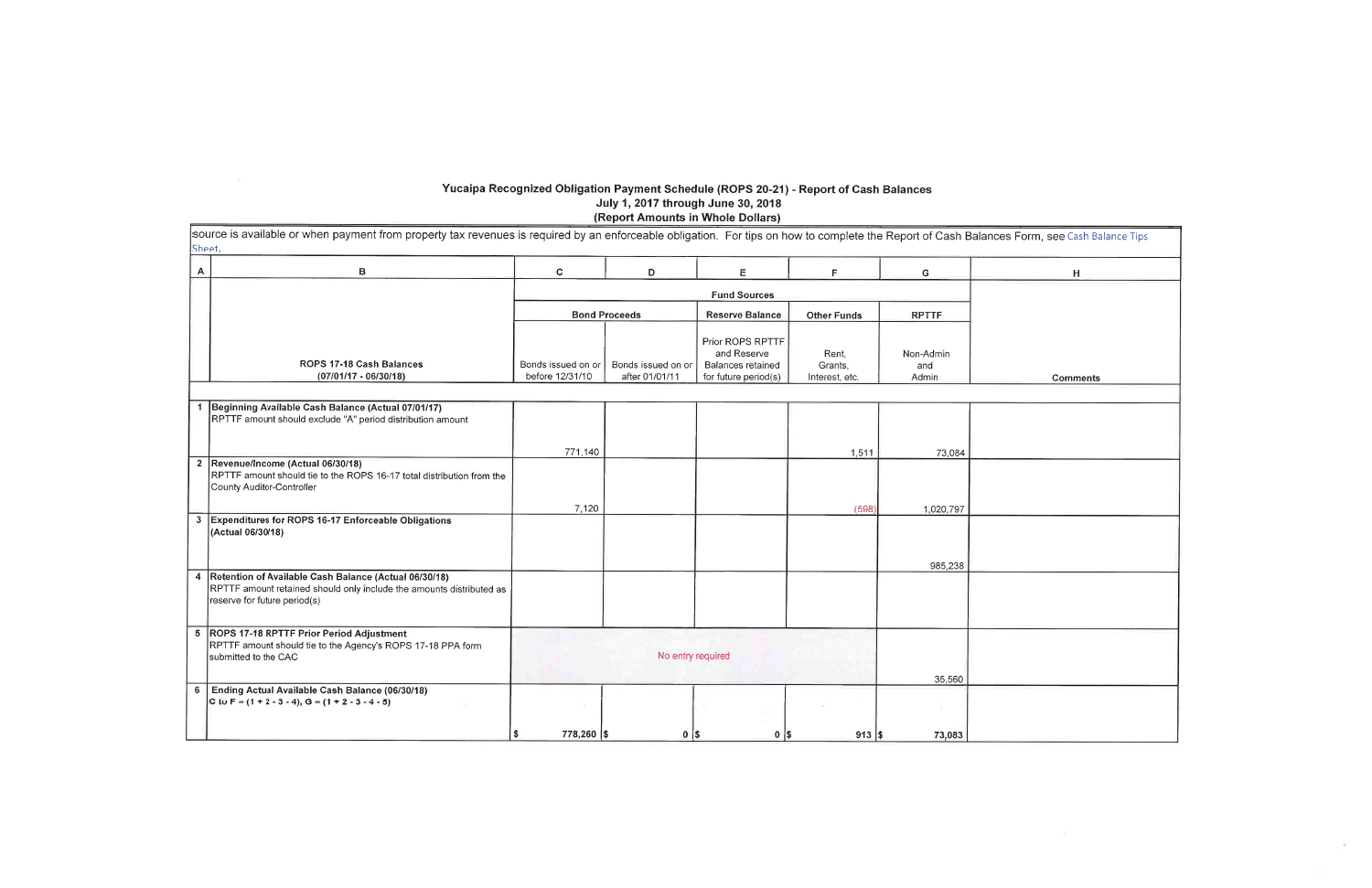## Yucaipa Recognized Obligation Payment Schedule (ROPS 20-21) - Report of Cash Balances
**July 1, 2017 through June 30, 2018**
**(Report Amounts in Whole Dollars)**

source is available or when payment from property tax revenues is required by an enforceable obligation. For tips on how to complete the Report of Cash Balances Form, see Cash Balance Tips Sheet.

| A | B | C | D | E | F | G | H |
|---|---|---|---|---|---|---|---|
| | | **Fund Sources** | | | | | |
| | | **Bond Proceeds** | | **Reserve Balance** | **Other Funds** | **RPTTF** | |
| | **ROPS 17-18 Cash Balances (07/01/17 - 06/30/18)** | Bonds issued on or before 12/31/10 | Bonds issued on or after 01/01/11 | Prior ROPS RPTTF and Reserve Balances retained for future period(s) | Rent, Grants, Interest, etc. | Non-Admin and Admin | **Comments** |
| 1 | **Beginning Available Cash Balance (Actual 07/01/17)** RPTTF amount should exclude "A" period distribution amount | 771,140 | | | 1,511 | 73,084 | |
| 2 | **Revenue/Income (Actual 06/30/18)** RPTTF amount should tie to the ROPS 16-17 total distribution from the County Auditor-Controller | 7,120 | | | (598) | 1,020,797 | |
| 3 | **Expenditures for ROPS 16-17 Enforceable Obligations (Actual 06/30/18)** | | | | | 985,238 | |
| 4 | **Retention of Available Cash Balance (Actual 06/30/18)** RPTTF amount retained should only include the amounts distributed as reserve for future period(s) | | | | | | |
| 5 | **ROPS 17-18 RPTTF Prior Period Adjustment** RPTTF amount should tie to the Agency's ROPS 17-18 PPA form submitted to the CAC | No entry required | | | | 35,560 | |
| 6 | **Ending Actual Available Cash Balance (06/30/18)** C to F = (1 + 2 - 3 - 4), G = (1 + 2 - 3 - 4 - 5) | $ 778,260 | $ 0 | $ 0 | $ 913 | $ 73,083 | |